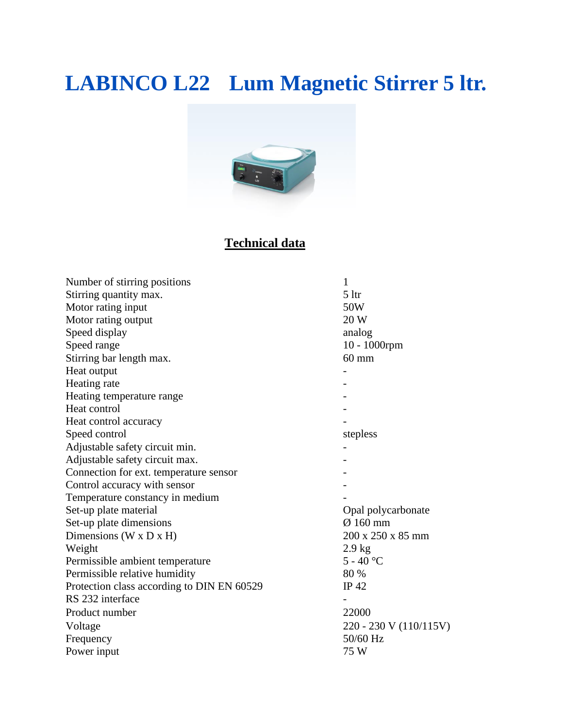# LABINCO L22 Lum Magnetic Stirrer 5 ltr.

## Technical data

| | |
|---|---|
| Number of stirring positions | 1 |
| Stirring quantity max. | 5 ltr |
| Motor rating input | 50W |
| Motor rating output | 20 W |
| Speed display | analog |
| Speed range | 10 - 1000rpm |
| Stirring bar length max. | 60 mm |
| Heat output | - |
| Heating rate | - |
| Heating temperature range | - |
| Heat control | - |
| Heat control accuracy | - |
| Speed control | stepless |
| Adjustable safety circuit min. | - |
| Adjustable safety circuit max. | - |
| Connection for ext. temperature sensor | - |
| Control accuracy with sensor | - |
| Temperature constancy in medium | - |
| Set-up plate material | Opal polycarbonate |
| Set-up plate dimensions | Ø 160 mm |
| Dimensions (W x D x H) | 200 x 250 x 85 mm |
| Weight | 2.9 kg |
| Permissible ambient temperature | 5 - 40 °C |
| Permissible relative humidity | 80 % |
| Protection class according to DIN EN 60529 | IP 42 |
| RS 232 interface | - |
| Product number | 22000 |
| Voltage | 220 - 230 V (110/115V) |
| Frequency | 50/60 Hz |
| Power input | 75 W |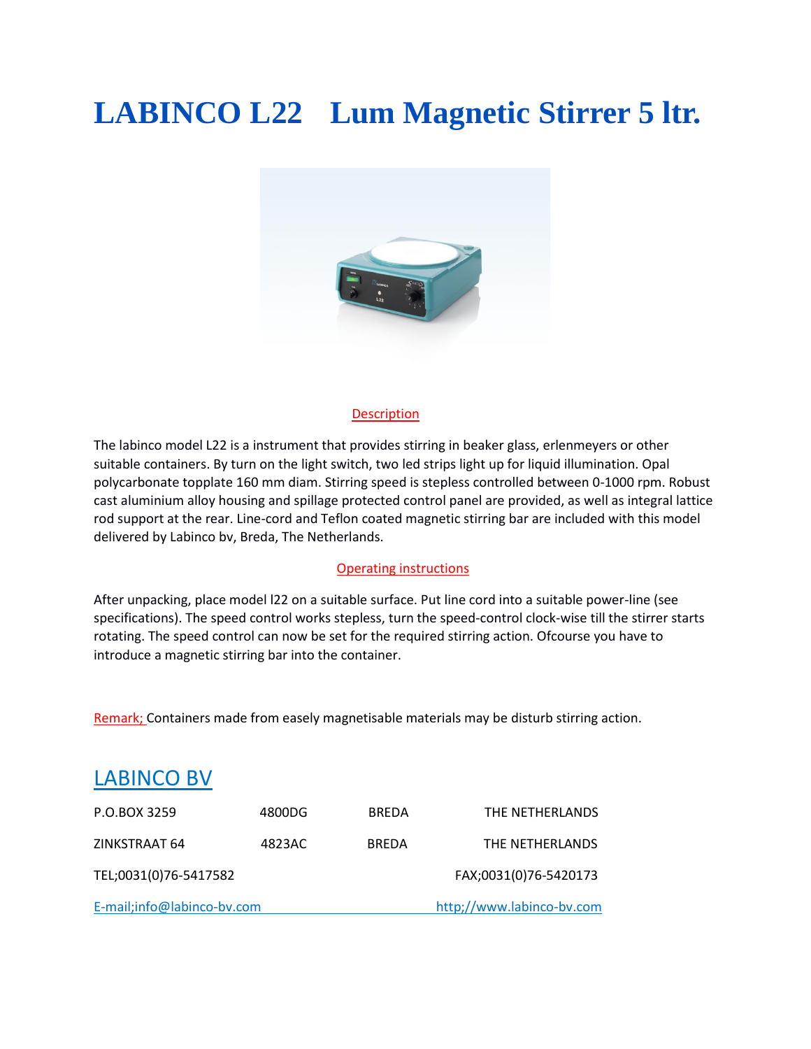# LABINCO L22 Lum Magnetic Stirrer 5 ltr.

Description

The labinco model L22 is a instrument that provides stirring in beaker glass, erlenmeyers or other suitable containers. By turn on the light switch, two led strips light up for liquid illumination. Opal polycarbonate topplate 160 mm diam. Stirring speed is stepless controlled between 0-1000 rpm. Robust cast aluminium alloy housing and spillage protected control panel are provided, as well as integral lattice rod support at the rear. Line-cord and Teflon coated magnetic stirring bar are included with this model delivered by Labinco bv, Breda, The Netherlands.

Operating instructions

After unpacking, place model l22 on a suitable surface. Put line cord into a suitable power-line (see specifications). The speed control works stepless, turn the speed-control clock-wise till the stirrer starts rotating. The speed control can now be set for the required stirring action. Ofcourse you have to introduce a magnetic stirring bar into the container.

Remark; Containers made from easely magnetisable materials may be disturb stirring action.

## LABINCO BV

| | | | |
|---|---|---|---|
| P.O.BOX 3259 | 4800DG | BREDA | THE NETHERLANDS |
| ZINKSTRAAT 64 | 4823AC | BREDA | THE NETHERLANDS |
| TEL;0031(0)76-5417582 | | | FAX;0031(0)76-5420173 |
| E-mail;info@labinco-bv.com | | | http;//www.labinco-bv.com |